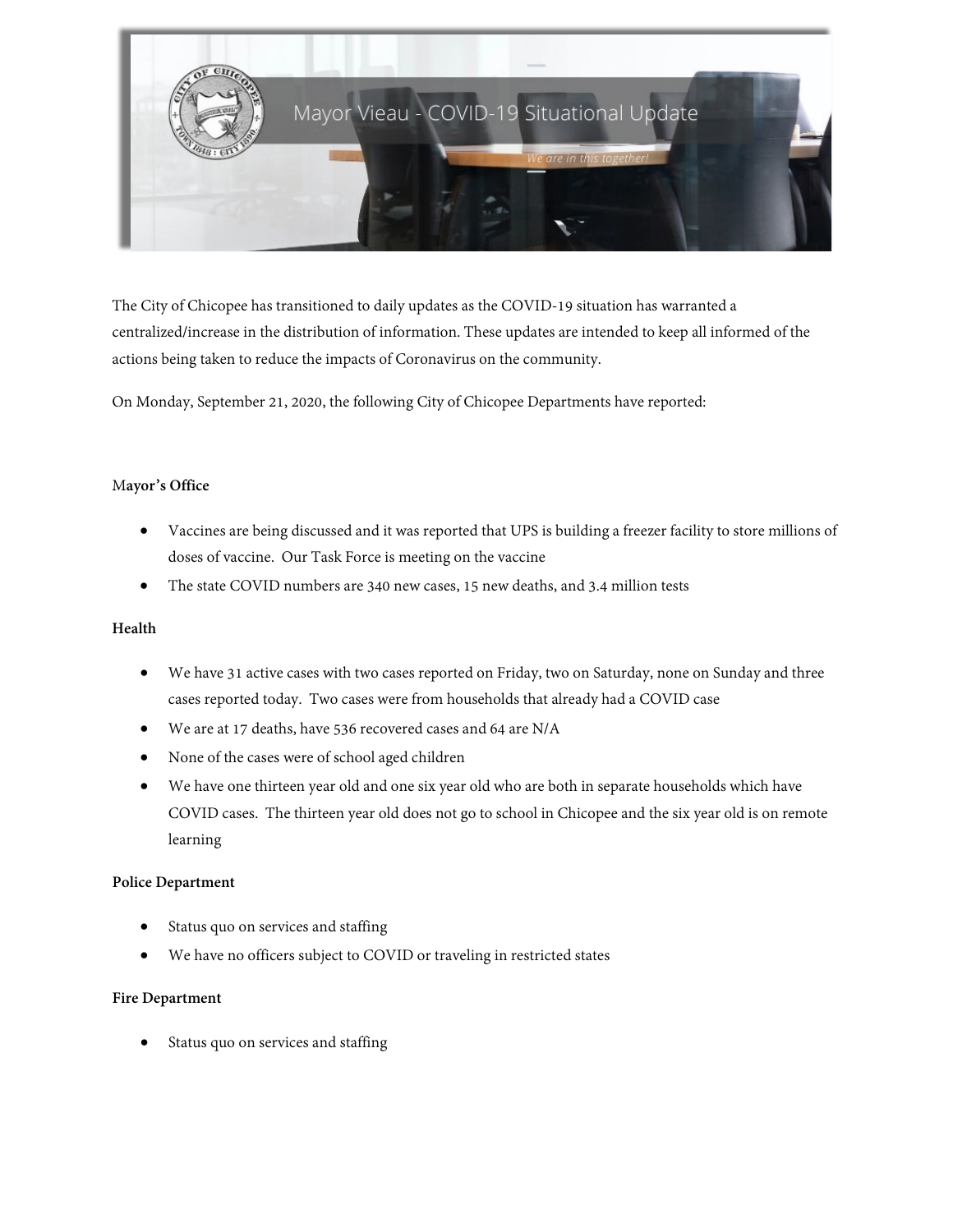# Mayor Vieau - COVID-19 Situational Update

*We are in this together!*

The City of Chicopee has transitioned to daily updates as the COVID-19 situation has warranted a centralized/increase in the distribution of information. These updates are intended to keep all informed of the actions being taken to reduce the impacts of Coronavirus on the community.

On Monday, September 21, 2020, the following City of Chicopee Departments have reported:

**Mayor's Office**

- Vaccines are being discussed and it was reported that UPS is building a freezer facility to store millions of doses of vaccine. Our Task Force is meeting on the vaccine
- The state COVID numbers are 340 new cases, 15 new deaths, and 3.4 million tests

**Health**

- We have 31 active cases with two cases reported on Friday, two on Saturday, none on Sunday and three cases reported today. Two cases were from households that already had a COVID case
- We are at 17 deaths, have 536 recovered cases and 64 are N/A
- None of the cases were of school aged children
- We have one thirteen year old and one six year old who are both in separate households which have COVID cases. The thirteen year old does not go to school in Chicopee and the six year old is on remote learning

**Police Department**

- Status quo on services and staffing
- We have no officers subject to COVID or traveling in restricted states

**Fire Department**

- Status quo on services and staffing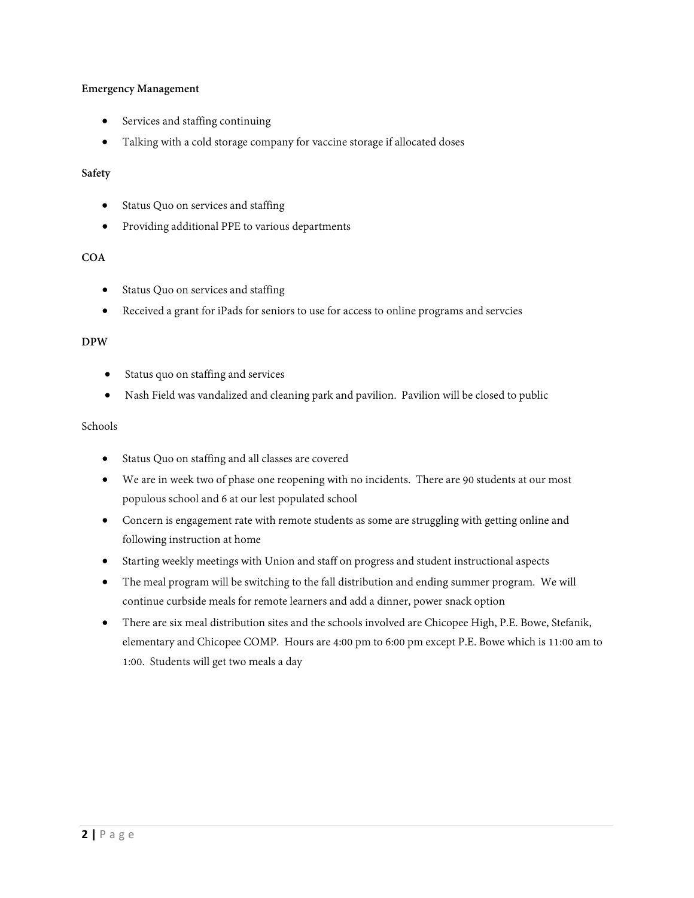**Emergency Management**

- Services and staffing continuing
- Talking with a cold storage company for vaccine storage if allocated doses

**Safety**

- Status Quo on services and staffing
- Providing additional PPE to various departments

**COA**

- Status Quo on services and staffing
- Received a grant for iPads for seniors to use for access to online programs and servcies

**DPW**

- Status quo on staffing and services
- Nash Field was vandalized and cleaning park and pavilion. Pavilion will be closed to public

Schools

- Status Quo on staffing and all classes are covered
- We are in week two of phase one reopening with no incidents. There are 90 students at our most populous school and 6 at our lest populated school
- Concern is engagement rate with remote students as some are struggling with getting online and following instruction at home
- Starting weekly meetings with Union and staff on progress and student instructional aspects
- The meal program will be switching to the fall distribution and ending summer program. We will continue curbside meals for remote learners and add a dinner, power snack option
- There are six meal distribution sites and the schools involved are Chicopee High, P.E. Bowe, Stefanik, elementary and Chicopee COMP. Hours are 4:00 pm to 6:00 pm except P.E. Bowe which is 11:00 am to 1:00. Students will get two meals a day